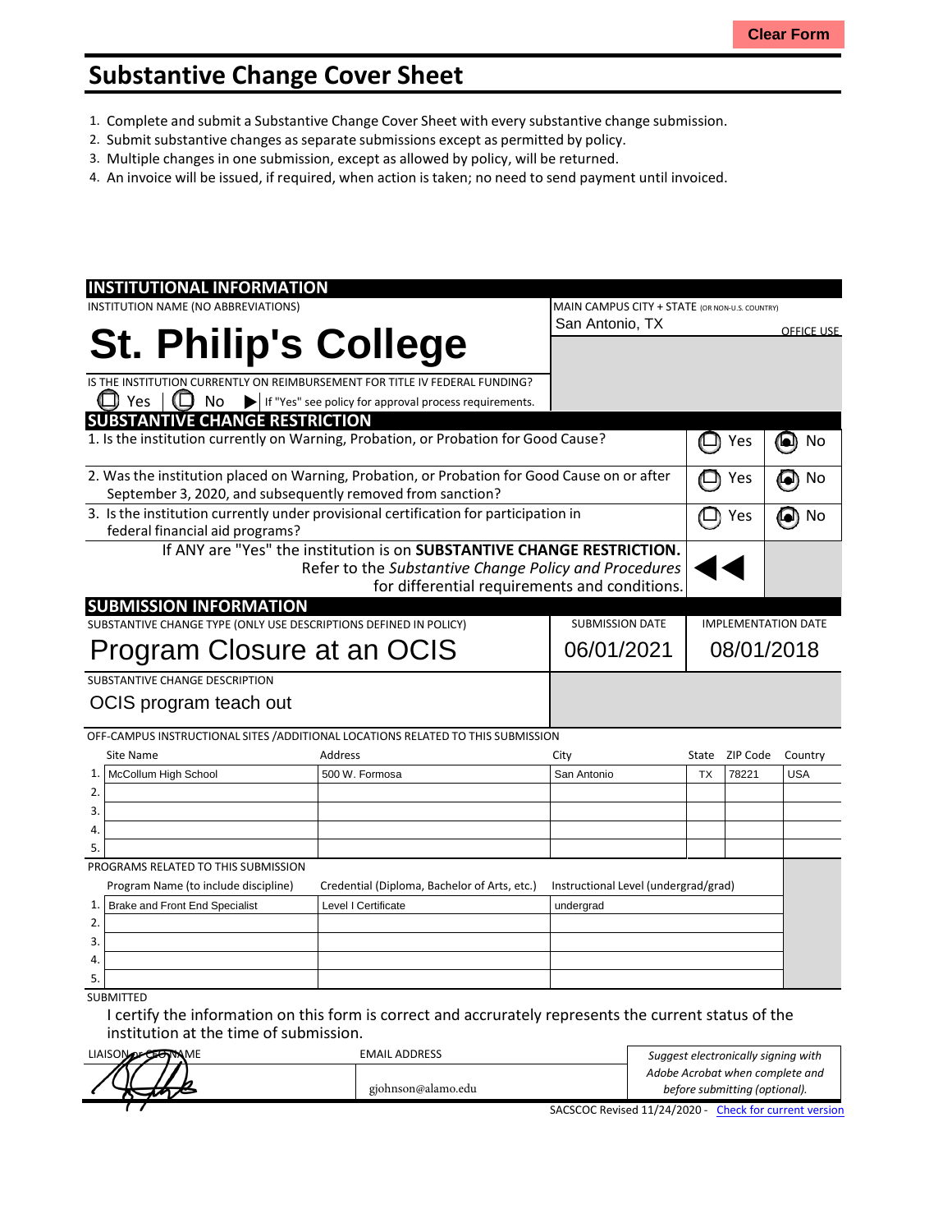Clear Form

# Substantive Change Cover Sheet

1. Complete and submit a Substantive Change Cover Sheet with every substantive change submission.
2. Submit substantive changes as separate submissions except as permitted by policy.
3. Multiple changes in one submission, except as allowed by policy, will be returned.
4. An invoice will be issued, if required, when action is taken; no need to send payment until invoiced.

## INSTITUTIONAL INFORMATION

INSTITUTION NAME (NO ABBREVIATIONS)

**St. Philip's College**

MAIN CAMPUS CITY + STATE (OR NON-U.S. COUNTRY)

San Antonio, TX

OFFICE USE

IS THE INSTITUTION CURRENTLY ON REIMBURSEMENT FOR TITLE IV FEDERAL FUNDING?

☐ Yes ☐ No ▶ If "Yes" see policy for approval process requirements.

## SUBSTANTIVE CHANGE RESTRICTION

| Question | Yes | No |
|---|---|---|
| 1. Is the institution currently on Warning, Probation, or Probation for Good Cause? | ☐ | ☒ |
| 2. Was the institution placed on Warning, Probation, or Probation for Good Cause on or after September 3, 2020, and subsequently removed from sanction? | ☐ | ☒ |
| 3. Is the institution currently under provisional certification for participation in federal financial aid programs? | ☐ | ☒ |

If ANY are "Yes" the institution is on **SUBSTANTIVE CHANGE RESTRICTION.** Refer to the *Substantive Change Policy and Procedures* for differential requirements and conditions.

## SUBMISSION INFORMATION

| SUBSTANTIVE CHANGE TYPE (ONLY USE DESCRIPTIONS DEFINED IN POLICY) | SUBMISSION DATE | IMPLEMENTATION DATE |
|---|---|---|
| Program Closure at an OCIS | 06/01/2021 | 08/01/2018 |

SUBSTANTIVE CHANGE DESCRIPTION

OCIS program teach out

OFF-CAMPUS INSTRUCTIONAL SITES /ADDITIONAL LOCATIONS RELATED TO THIS SUBMISSION

| | Site Name | Address | City | State | ZIP Code | Country |
|---|---|---|---|---|---|---|
| 1. | McCollum High School | 500 W. Formosa | San Antonio | TX | 78221 | USA |
| 2. | | | | | | |
| 3. | | | | | | |
| 4. | | | | | | |
| 5. | | | | | | |

PROGRAMS RELATED TO THIS SUBMISSION

| | Program Name (to include discipline) | Credential (Diploma, Bachelor of Arts, etc.) | Instructional Level (undergrad/grad) |
|---|---|---|---|
| 1. | Brake and Front End Specialist | Level I Certificate | undergrad |
| 2. | | | |
| 3. | | | |
| 4. | | | |
| 5. | | | |

SUBMITTED

I certify the information on this form is correct and accrurately represents the current status of the institution at the time of submission.

| LIAISON or CEO NAME | EMAIL ADDRESS | |
|---|---|---|
| [signature] | gjohnson@alamo.edu | *Suggest electronically signing with Adobe Acrobat when complete and before submitting (optional).* |

SACSCOC Revised 11/24/2020 - Check for current version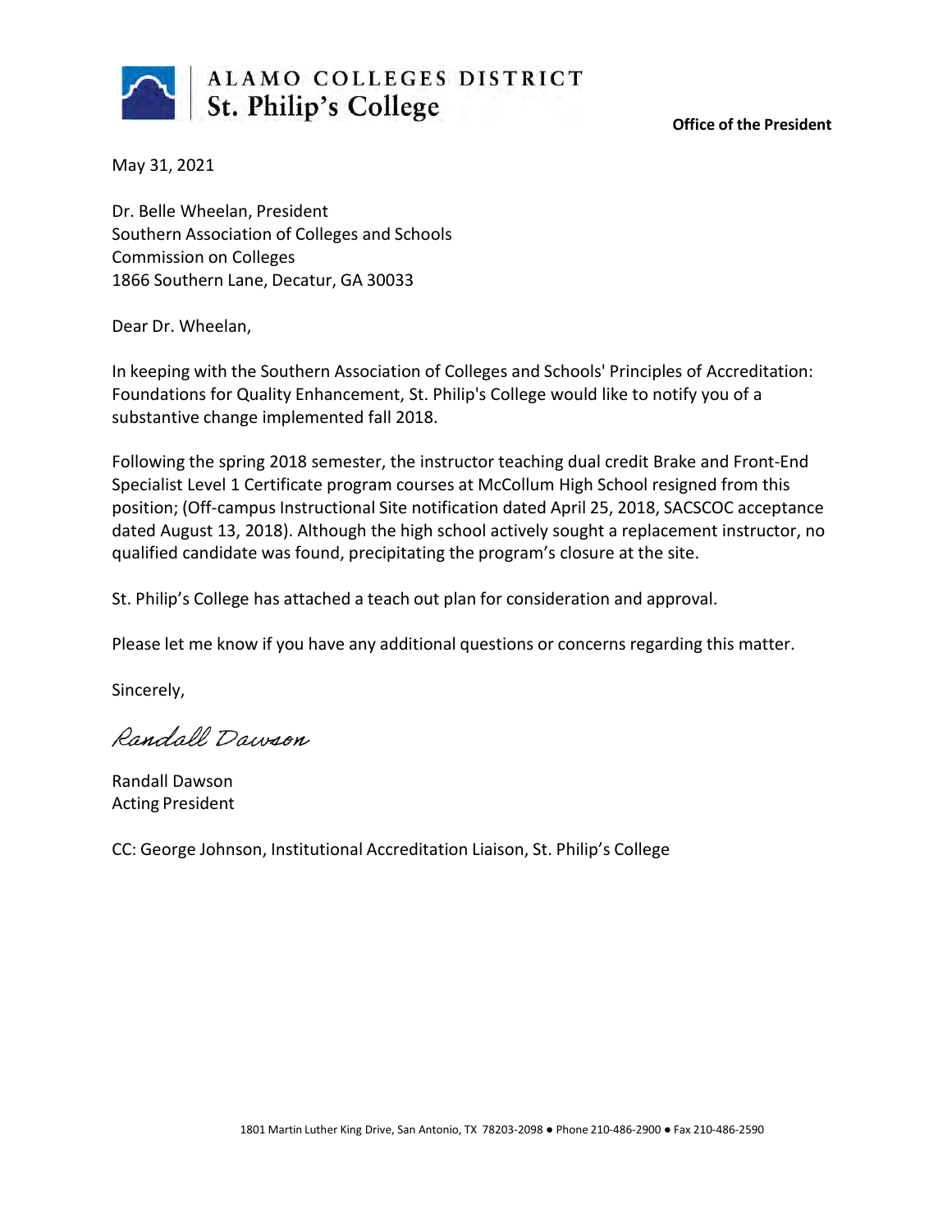**ALAMO COLLEGES DISTRICT**
**St. Philip's College**

**Office of the President**

May 31, 2021

Dr. Belle Wheelan, President
Southern Association of Colleges and Schools
Commission on Colleges
1866 Southern Lane, Decatur, GA 30033

Dear Dr. Wheelan,

In keeping with the Southern Association of Colleges and Schools' Principles of Accreditation: Foundations for Quality Enhancement, St. Philip's College would like to notify you of a substantive change implemented fall 2018.

Following the spring 2018 semester, the instructor teaching dual credit Brake and Front-End Specialist Level 1 Certificate program courses at McCollum High School resigned from this position; (Off-campus Instructional Site notification dated April 25, 2018, SACSCOC acceptance dated August 13, 2018). Although the high school actively sought a replacement instructor, no qualified candidate was found, precipitating the program's closure at the site.

St. Philip's College has attached a teach out plan for consideration and approval.

Please let me know if you have any additional questions or concerns regarding this matter.

Sincerely,

*Randall Dawson*

Randall Dawson
Acting President

CC: George Johnson, Institutional Accreditation Liaison, St. Philip's College

1801 Martin Luther King Drive, San Antonio, TX 78203-2098 ● Phone 210-486-2900 ● Fax 210-486-2590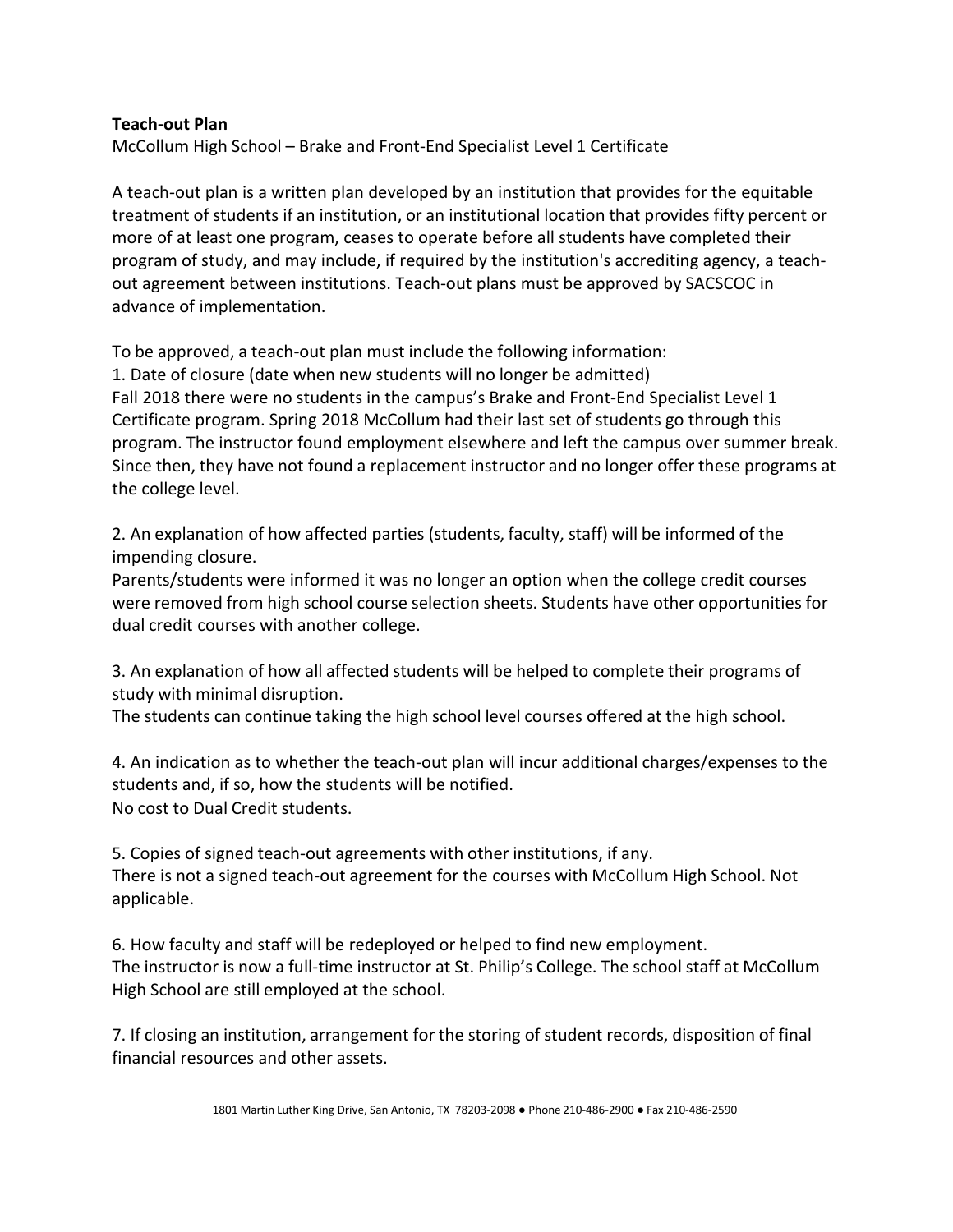**Teach-out Plan**

McCollum High School – Brake and Front-End Specialist Level 1 Certificate

A teach-out plan is a written plan developed by an institution that provides for the equitable treatment of students if an institution, or an institutional location that provides fifty percent or more of at least one program, ceases to operate before all students have completed their program of study, and may include, if required by the institution's accrediting agency, a teach-out agreement between institutions. Teach-out plans must be approved by SACSCOC in advance of implementation.

To be approved, a teach-out plan must include the following information:

1. Date of closure (date when new students will no longer be admitted)

Fall 2018 there were no students in the campus's Brake and Front-End Specialist Level 1 Certificate program. Spring 2018 McCollum had their last set of students go through this program. The instructor found employment elsewhere and left the campus over summer break. Since then, they have not found a replacement instructor and no longer offer these programs at the college level.

2. An explanation of how affected parties (students, faculty, staff) will be informed of the impending closure.

Parents/students were informed it was no longer an option when the college credit courses were removed from high school course selection sheets. Students have other opportunities for dual credit courses with another college.

3. An explanation of how all affected students will be helped to complete their programs of study with minimal disruption.

The students can continue taking the high school level courses offered at the high school.

4. An indication as to whether the teach-out plan will incur additional charges/expenses to the students and, if so, how the students will be notified.

No cost to Dual Credit students.

5. Copies of signed teach-out agreements with other institutions, if any.

There is not a signed teach-out agreement for the courses with McCollum High School. Not applicable.

6. How faculty and staff will be redeployed or helped to find new employment.

The instructor is now a full-time instructor at St. Philip's College. The school staff at McCollum High School are still employed at the school.

7. If closing an institution, arrangement for the storing of student records, disposition of final financial resources and other assets.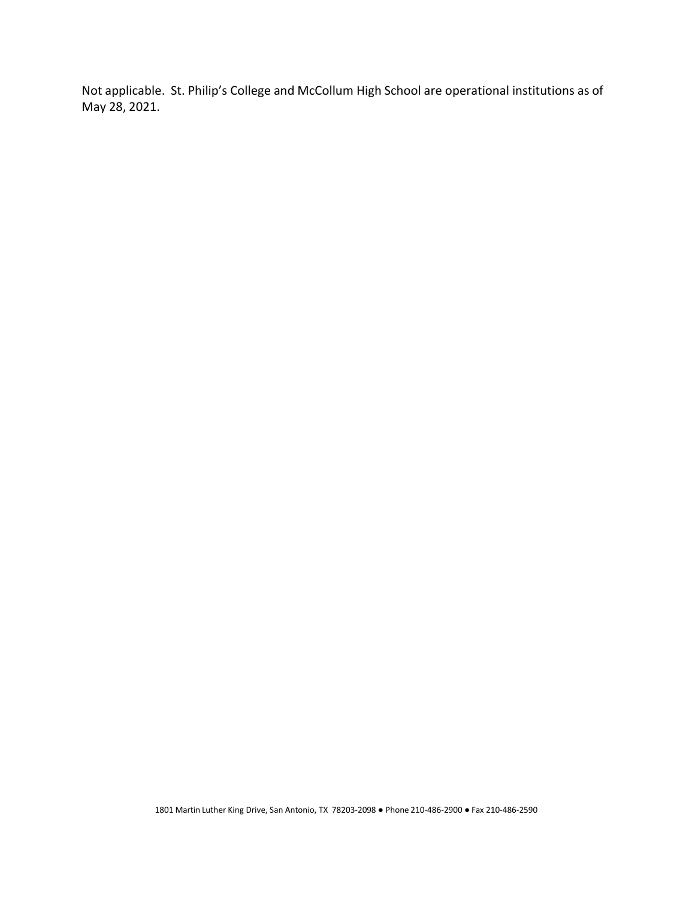Not applicable. St. Philip's College and McCollum High School are operational institutions as of May 28, 2021.